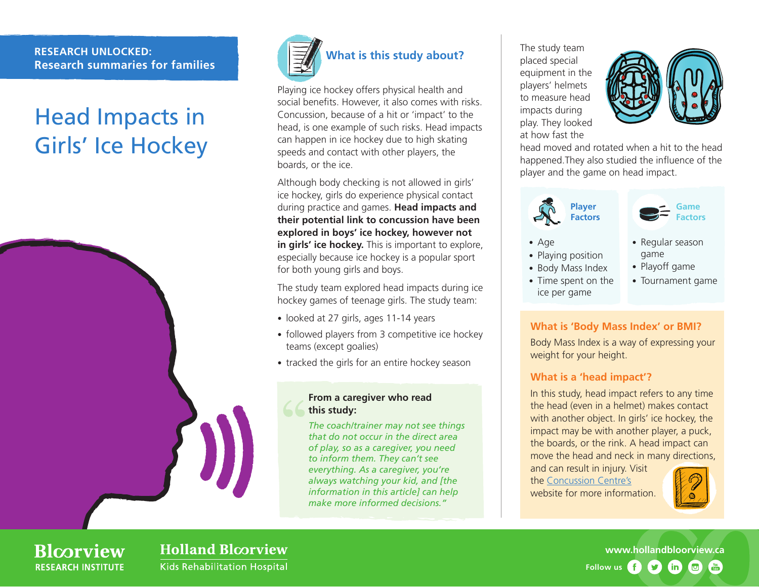**RESEARCH UNLOCKED:**
**Research summaries for families**

# Head Impacts in Girls' Ice Hockey

## What is this study about?

Playing ice hockey offers physical health and social benefits. However, it also comes with risks. Concussion, because of a hit or 'impact' to the head, is one example of such risks. Head impacts can happen in ice hockey due to high skating speeds and contact with other players, the boards, or the ice.

Although body checking is not allowed in girls' ice hockey, girls do experience physical contact during practice and games. **Head impacts and their potential link to concussion have been explored in boys' ice hockey, however not in girls' ice hockey.** This is important to explore, especially because ice hockey is a popular sport for both young girls and boys.

The study team explored head impacts during ice hockey games of teenage girls. The study team:

- looked at 27 girls, ages 11-14 years
- followed players from 3 competitive ice hockey teams (except goalies)
- tracked the girls for an entire hockey season

> **From a caregiver who read this study:**
>
> *The coach/trainer may not see things that do not occur in the direct area of play, so as a caregiver, you need to inform them. They can't see everything. As a caregiver, you're always watching your kid, and [the information in this article] can help make more informed decisions."*

The study team placed special equipment in the players' helmets to measure head impacts during play. They looked at how fast the head moved and rotated when a hit to the head happened. They also studied the influence of the player and the game on head impact.

**Player Factors**

- Age
- Playing position
- Body Mass Index
- Time spent on the ice per game

**Game Factors**

- Regular season game
- Playoff game
- Tournament game

### What is 'Body Mass Index' or BMI?

Body Mass Index is a way of expressing your weight for your height.

### What is a 'head impact'?

In this study, head impact refers to any time the head (even in a helmet) makes contact with another object. In girls' ice hockey, the impact may be with another player, a puck, the boards, or the rink. A head impact can move the head and neck in many directions, and can result in injury. Visit the Concussion Centre's website for more information.

Bloorview RESEARCH INSTITUTE

Holland Bloorview Kids Rehabilitation Hospital

www.hollandbloorview.ca

Follow us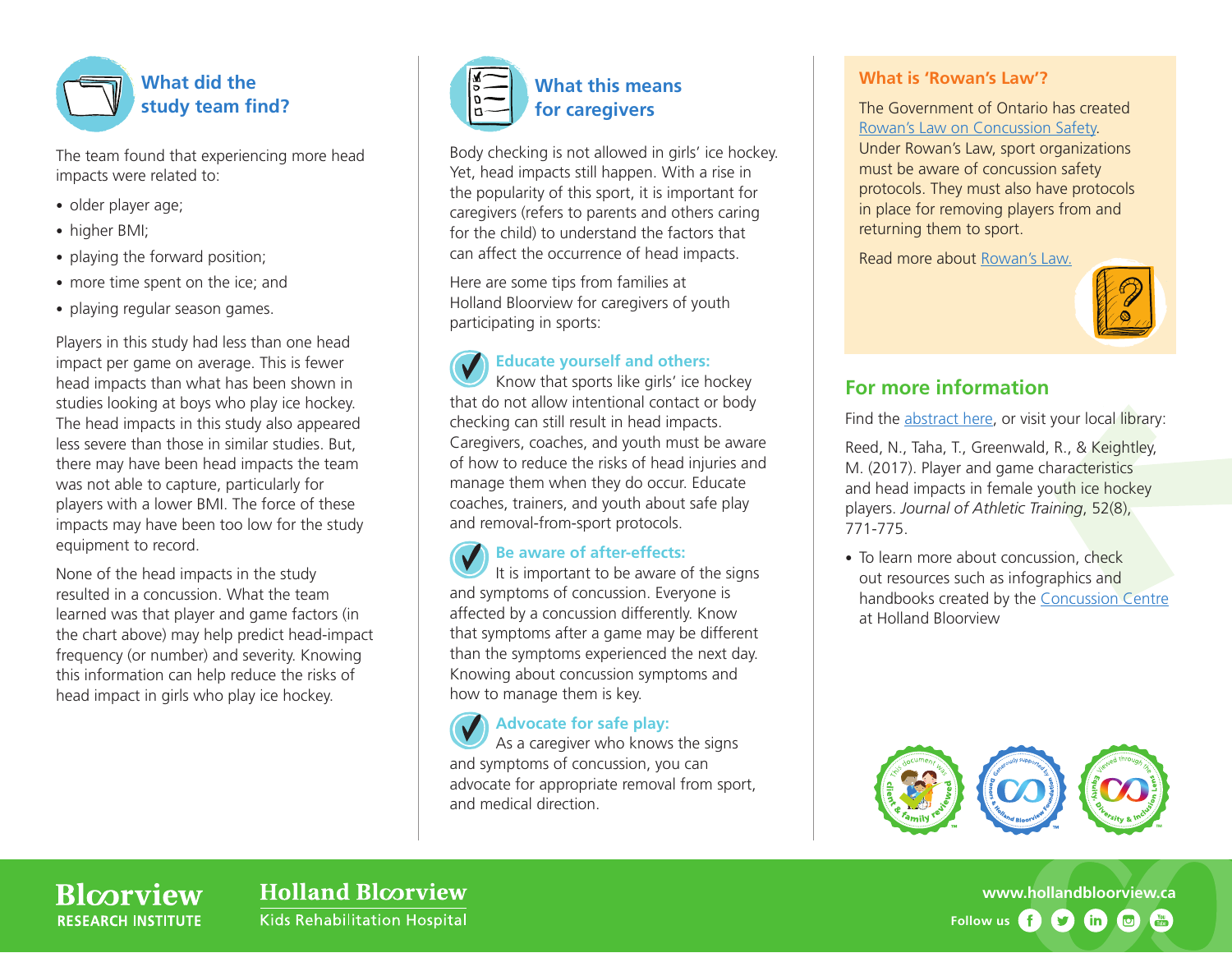## What did the study team find?

The team found that experiencing more head impacts were related to:

- older player age;
- higher BMI;
- playing the forward position;
- more time spent on the ice; and
- playing regular season games.

Players in this study had less than one head impact per game on average. This is fewer head impacts than what has been shown in studies looking at boys who play ice hockey. The head impacts in this study also appeared less severe than those in similar studies. But, there may have been head impacts the team was not able to capture, particularly for players with a lower BMI. The force of these impacts may have been too low for the study equipment to record.

None of the head impacts in the study resulted in a concussion. What the team learned was that player and game factors (in the chart above) may help predict head-impact frequency (or number) and severity. Knowing this information can help reduce the risks of head impact in girls who play ice hockey.

## What this means for caregivers

Body checking is not allowed in girls' ice hockey. Yet, head impacts still happen. With a rise in the popularity of this sport, it is important for caregivers (refers to parents and others caring for the child) to understand the factors that can affect the occurrence of head impacts.

Here are some tips from families at Holland Bloorview for caregivers of youth participating in sports:

**Educate yourself and others:** Know that sports like girls' ice hockey that do not allow intentional contact or body checking can still result in head impacts. Caregivers, coaches, and youth must be aware of how to reduce the risks of head injuries and manage them when they do occur. Educate coaches, trainers, and youth about safe play and removal-from-sport protocols.

**Be aware of after-effects:** It is important to be aware of the signs and symptoms of concussion. Everyone is affected by a concussion differently. Know that symptoms after a game may be different than the symptoms experienced the next day. Knowing about concussion symptoms and how to manage them is key.

**Advocate for safe play:** As a caregiver who knows the signs and symptoms of concussion, you can advocate for appropriate removal from sport, and medical direction.

### What is 'Rowan's Law'?

The Government of Ontario has created Rowan's Law on Concussion Safety. Under Rowan's Law, sport organizations must be aware of concussion safety protocols. They must also have protocols in place for removing players from and returning them to sport.

Read more about Rowan's Law.

## For more information

Find the abstract here, or visit your local library:

Reed, N., Taha, T., Greenwald, R., & Keightley, M. (2017). Player and game characteristics and head impacts in female youth ice hockey players. *Journal of Athletic Training*, 52(8), 771-775.

- To learn more about concussion, check out resources such as infographics and handbooks created by the Concussion Centre at Holland Bloorview

Bloorview RESEARCH INSTITUTE

Holland Bloorview Kids Rehabilitation Hospital

www.hollandbloorview.ca

Follow us